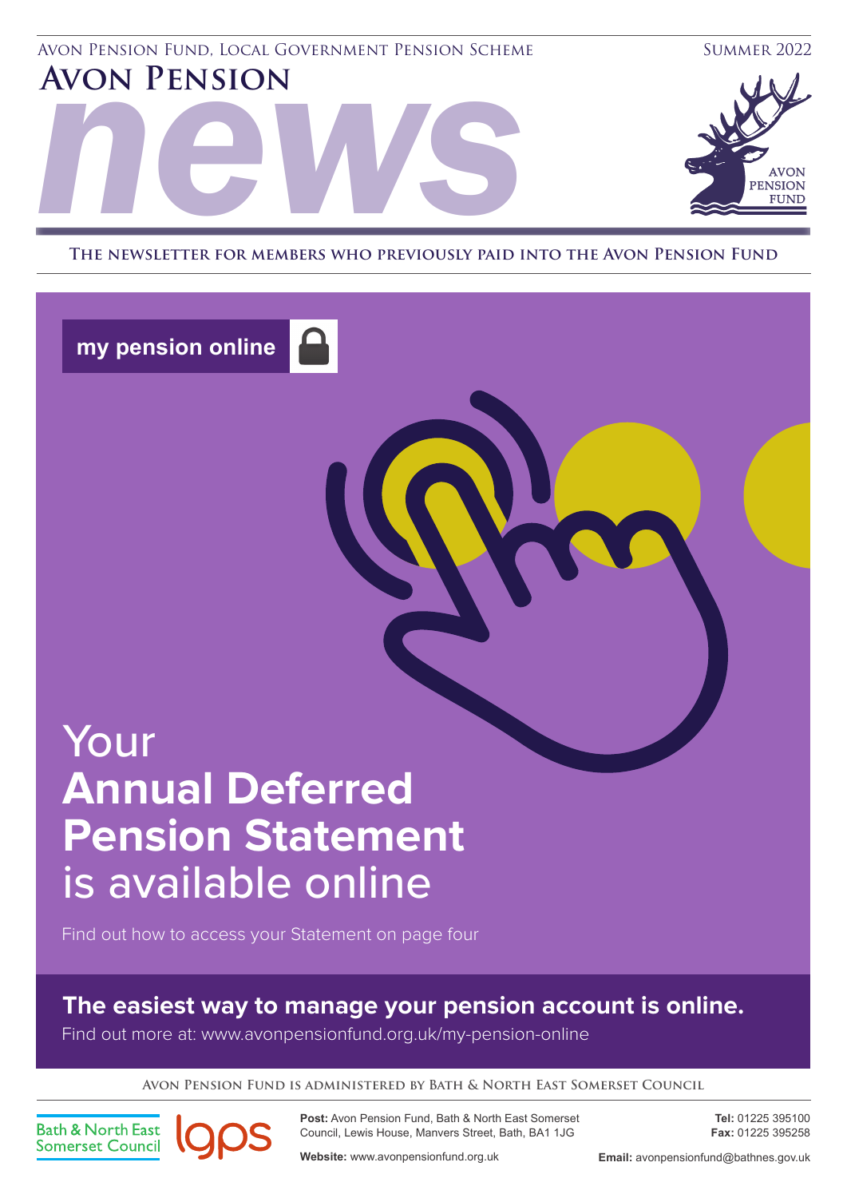Avon Pension Fund, Local Government Pension Scheme

Summer 2022

# Avon Pension news

**The newsletter for members who previously paid into the Avon Pension Fund**

**my pension online**

# Your **Annual Deferred Pension Statement** is available online

Find out how to access your Statement on page four

**The easiest way to manage your pension account is online.**

Find out more at: www.avonpensionfund.org.uk/my-pension-online

**Avon Pension Fund is administered by Bath & North East Somerset Council**

Bath & North East Somerset Council

lgps

**Post:** Avon Pension Fund, Bath & North East Somerset Council, Lewis House, Manvers Street, Bath, BA1 1JG

**Tel:** 01225 395100

**Fax:** 01225 395258

**Website:** www.avonpensionfund.org.uk

**Email:** avonpensionfund@bathnes.gov.uk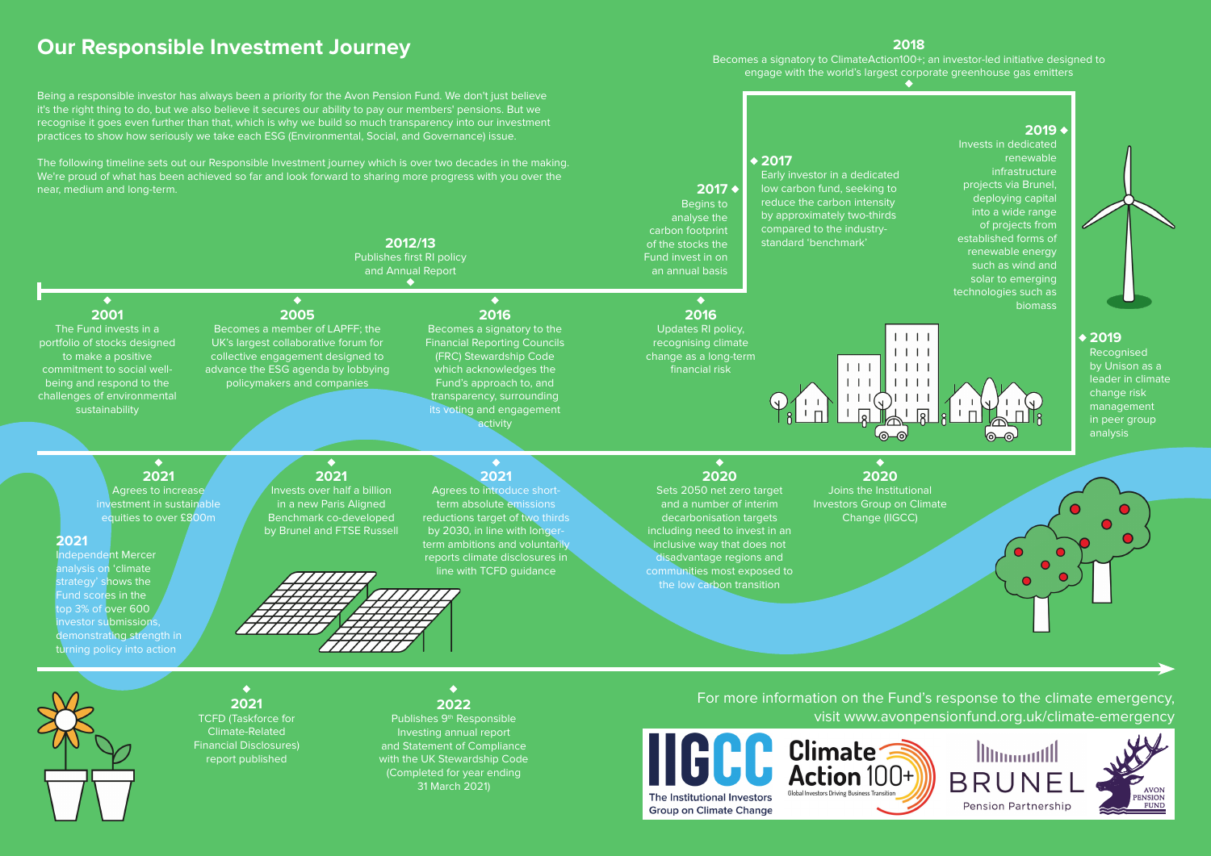# Our Responsible Investment Journey

Being a responsible investor has always been a priority for the Avon Pension Fund. We don't just believe it's the right thing to do, but we also believe it secures our ability to pay our members' pensions. But we recognise it goes even further than that, which is why we build so much transparency into our investment practices to show how seriously we take each ESG (Environmental, Social, and Governance) issue.

The following timeline sets out our Responsible Investment journey which is over two decades in the making. We're proud of what has been achieved so far and look forward to sharing more progress with you over the near, medium and long-term.

**2001**
The Fund invests in a portfolio of stocks designed to make a positive commitment to social well-being and respond to the challenges of environmental sustainability

**2005**
Becomes a member of LAPFF; the UK's largest collaborative forum for collective engagement designed to advance the ESG agenda by lobbying policymakers and companies

**2012/13**
Publishes first RI policy and Annual Report

**2016**
Becomes a signatory to the Financial Reporting Councils (FRC) Stewardship Code which acknowledges the Fund's approach to, and transparency, surrounding its voting and engagement activity

**2016**
Updates RI policy, recognising climate change as a long-term financial risk

**2017**
Begins to analyse the carbon footprint of the stocks the Fund invest in on an annual basis

**2017**
Early investor in a dedicated low carbon fund, seeking to reduce the carbon intensity by approximately two-thirds compared to the industry-standard 'benchmark'

**2018**
Becomes a signatory to ClimateAction100+; an investor-led initiative designed to engage with the world's largest corporate greenhouse gas emitters

**2019**
Invests in dedicated renewable infrastructure projects via Brunel, deploying capital into a wide range of projects from established forms of renewable energy such as wind and solar to emerging technologies such as biomass

**2019**
Recognised by Unison as a leader in climate change risk management in peer group analysis

**2020**
Joins the Institutional Investors Group on Climate Change (IIGCC)

**2020**
Sets 2050 net zero target and a number of interim decarbonisation targets including need to invest in an inclusive way that does not disadvantage regions and communities most exposed to the low carbon transition

**2021**
Agrees to introduce short-term absolute emissions reductions target of two thirds by 2030, in line with longer-term ambitions and voluntarily reports climate disclosures in line with TCFD guidance

**2021**
Invests over half a billion in a new Paris Aligned Benchmark co-developed by Brunel and FTSE Russell

**2021**
Agrees to increase investment in sustainable equities to over £800m

**2021**
Independent Mercer analysis on 'climate strategy' shows the Fund scores in the top 3% of over 600 investor submissions, demonstrating strength in turning policy into action

**2021**
TCFD (Taskforce for Climate-Related Financial Disclosures) report published

**2022**
Publishes 9th Responsible Investing annual report and Statement of Compliance with the UK Stewardship Code (Completed for year ending 31 March 2021)

For more information on the Fund's response to the climate emergency, visit www.avonpensionfund.org.uk/climate-emergency

IIGCC The Institutional Investors Group on Climate Change

Climate Action 100+ Global Investors Driving Business Transition

BRUNEL Pension Partnership

AVON PENSION FUND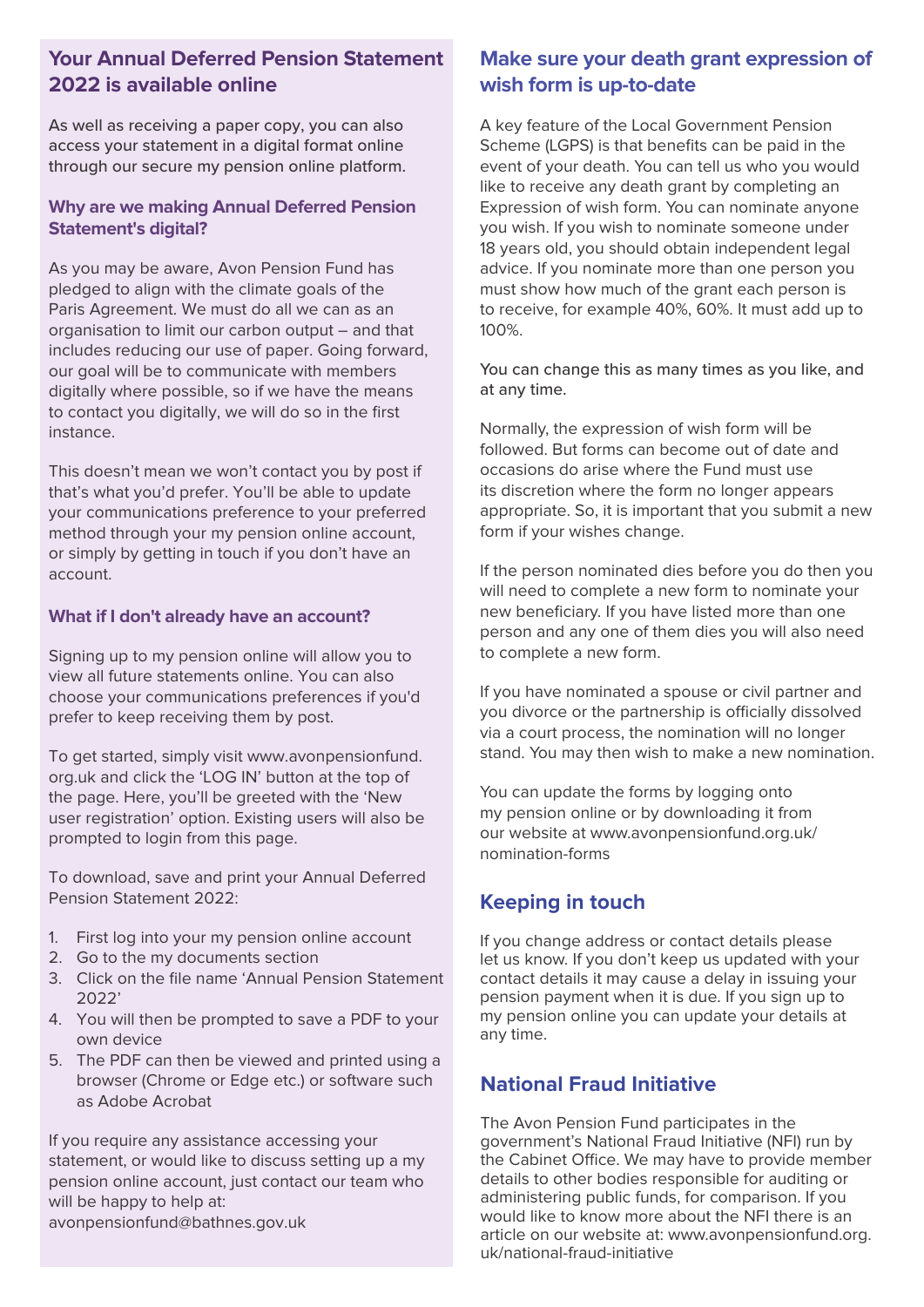## Your Annual Deferred Pension Statement 2022 is available online

As well as receiving a paper copy, you can also access your statement in a digital format online through our secure my pension online platform.

### Why are we making Annual Deferred Pension Statement's digital?

As you may be aware, Avon Pension Fund has pledged to align with the climate goals of the Paris Agreement. We must do all we can as an organisation to limit our carbon output – and that includes reducing our use of paper. Going forward, our goal will be to communicate with members digitally where possible, so if we have the means to contact you digitally, we will do so in the first instance.

This doesn't mean we won't contact you by post if that's what you'd prefer. You'll be able to update your communications preference to your preferred method through your my pension online account, or simply by getting in touch if you don't have an account.

### What if I don't already have an account?

Signing up to my pension online will allow you to view all future statements online. You can also choose your communications preferences if you'd prefer to keep receiving them by post.

To get started, simply visit www.avonpensionfund.org.uk and click the 'LOG IN' button at the top of the page. Here, you'll be greeted with the 'New user registration' option. Existing users will also be prompted to login from this page.

To download, save and print your Annual Deferred Pension Statement 2022:

1. First log into your my pension online account
2. Go to the my documents section
3. Click on the file name 'Annual Pension Statement 2022'
4. You will then be prompted to save a PDF to your own device
5. The PDF can then be viewed and printed using a browser (Chrome or Edge etc.) or software such as Adobe Acrobat

If you require any assistance accessing your statement, or would like to discuss setting up a my pension online account, just contact our team who will be happy to help at: avonpensionfund@bathnes.gov.uk

## Make sure your death grant expression of wish form is up-to-date

A key feature of the Local Government Pension Scheme (LGPS) is that benefits can be paid in the event of your death. You can tell us who you would like to receive any death grant by completing an Expression of wish form. You can nominate anyone you wish. If you wish to nominate someone under 18 years old, you should obtain independent legal advice. If you nominate more than one person you must show how much of the grant each person is to receive, for example 40%, 60%. It must add up to 100%.

You can change this as many times as you like, and at any time.

Normally, the expression of wish form will be followed. But forms can become out of date and occasions do arise where the Fund must use its discretion where the form no longer appears appropriate. So, it is important that you submit a new form if your wishes change.

If the person nominated dies before you do then you will need to complete a new form to nominate your new beneficiary. If you have listed more than one person and any one of them dies you will also need to complete a new form.

If you have nominated a spouse or civil partner and you divorce or the partnership is officially dissolved via a court process, the nomination will no longer stand. You may then wish to make a new nomination.

You can update the forms by logging onto my pension online or by downloading it from our website at www.avonpensionfund.org.uk/nomination-forms

## Keeping in touch

If you change address or contact details please let us know. If you don't keep us updated with your contact details it may cause a delay in issuing your pension payment when it is due. If you sign up to my pension online you can update your details at any time.

## National Fraud Initiative

The Avon Pension Fund participates in the government's National Fraud Initiative (NFI) run by the Cabinet Office. We may have to provide member details to other bodies responsible for auditing or administering public funds, for comparison. If you would like to know more about the NFI there is an article on our website at: www.avonpensionfund.org.uk/national-fraud-initiative